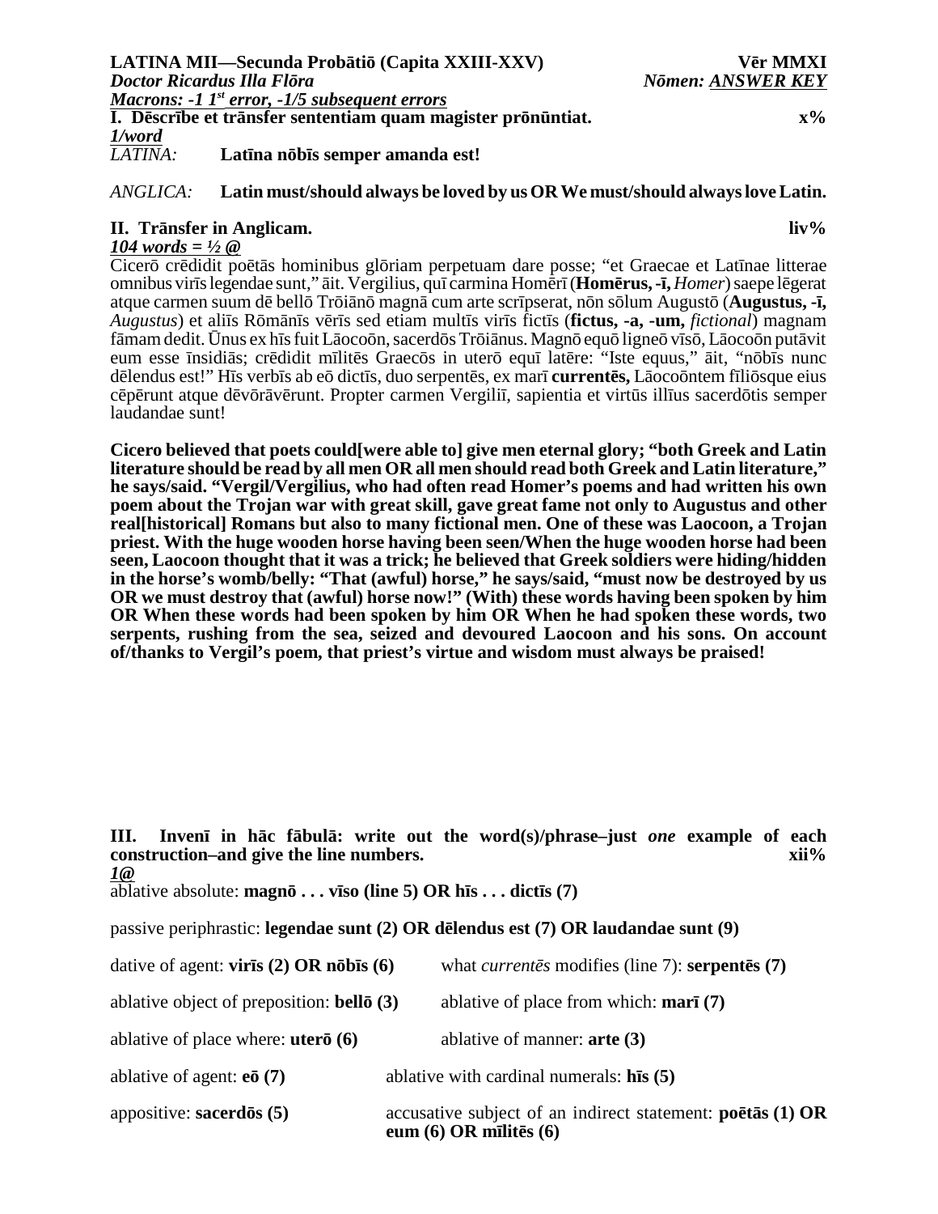**LATINA MII—Secunda Probātiō (Capita XXIII-XXV)** **Vēr MMXI**

***Doctor Ricardus Illa Flōra*** ***Nōmen: ANSWER KEY***

***Macrons: -1 1st error, -1/5 subsequent errors***

**I. Dēscrībe et trānsfer sententiam quam magister prōnūntiat.** **x%**

***1/word***

*LATĪNA:* **Latīna nōbīs semper amanda est!**

*ANGLICA:* **Latin must/should always be loved by us OR We must/should always love Latin.**

**II. Trānsfer in Anglicam.** **liv%**

***104 words = ½ @***

Cicerō crēdidit poētās hominibus glōriam perpetuam dare posse; "et Graecae et Latīnae litterae omnibus virīs legendae sunt," āit. Vergilius, quī carmina Homērī (**Homērus, -ī,** *Homer*) saepe lēgerat atque carmen suum dē bellō Trōiānō magnā cum arte scrīpserat, nōn sōlum Augustō (**Augustus, -ī,** *Augustus*) et aliīs Rōmānīs vērīs sed etiam multīs virīs fictīs (**fictus, -a, -um,** *fictional*) magnam fāmam dedit. Ūnus ex hīs fuit Lāocoōn, sacerdōs Trōiānus. Magnō equō ligneō vīsō, Lāocoōn putāvit eum esse īnsidiās; crēdidit mīlitēs Graecōs in uterō equī latēre: "Iste equus," āit, "nōbīs nunc dēlendus est!" Hīs verbīs ab eō dictīs, duo serpentēs, ex marī **currentēs,** Lāocoōntem fīliōsque eius cēpērunt atque dēvōrāvērunt. Propter carmen Vergiliī, sapientia et virtūs illīus sacerdōtis semper laudandae sunt!

**Cicero believed that poets could[were able to] give men eternal glory; "both Greek and Latin literature should be read by all men OR all men should read both Greek and Latin literature," he says/said. "Vergil/Vergilius, who had often read Homer's poems and had written his own poem about the Trojan war with great skill, gave great fame not only to Augustus and other real[historical] Romans but also to many fictional men. One of these was Laocoon, a Trojan priest. With the huge wooden horse having been seen/When the huge wooden horse had been seen, Laocoon thought that it was a trick; he believed that Greek soldiers were hiding/hidden in the horse's womb/belly: "That (awful) horse," he says/said, "must now be destroyed by us OR we must destroy that (awful) horse now!" (With) these words having been spoken by him OR When these words had been spoken by him OR When he had spoken these words, two serpents, rushing from the sea, seized and devoured Laocoon and his sons. On account of/thanks to Vergil's poem, that priest's virtue and wisdom must always be praised!**

**III. Invenī in hāc fābulā: write out the word(s)/phrase–just *one* example of each construction–and give the line numbers.** **xii%**

***1@***

ablative absolute: **magnō . . . vīso (line 5) OR hīs . . . dictīs (7)**

passive periphrastic: **legendae sunt (2) OR dēlendus est (7) OR laudandae sunt (9)**

dative of agent: **virīs (2) OR nōbīs (6)**

what *currentēs* modifies (line 7): **serpentēs (7)**

ablative object of preposition: **bellō (3)**

ablative of place from which: **marī (7)**

ablative of place where: **uterō (6)**

ablative of manner: **arte (3)**

ablative of agent: **eō (7)**

ablative with cardinal numerals: **hīs (5)**

appositive: **sacerdōs (5)**

accusative subject of an indirect statement: **poētās (1) OR eum (6) OR mīlitēs (6)**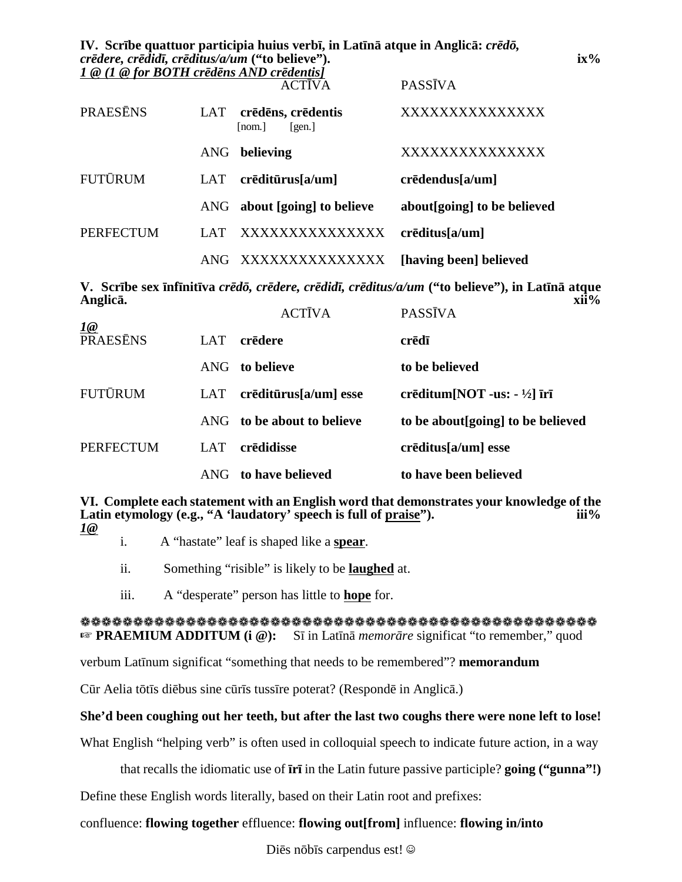**IV. Scrībe quattuor participia huius verbī, in Latīnā atque in Anglicā: *crēdō, crēdere, crēdidī, crēditus/a/um* ("to believe").** **ix%**

***1 @ (1 @ for BOTH crēdēns AND crēdentis]***

| | | ACTĪVA | PASSĪVA |
|---|---|---|---|
| PRAESĒNS | LAT | **crēdēns, crēdentis** [nom.] [gen.] | XXXXXXXXXXXXXXX |
| | ANG | **believing** | XXXXXXXXXXXXXXX |
| FUTŪRUM | LAT | **crēditūrus[a/um]** | **crēdendus[a/um]** |
| | ANG | **about [going] to believe** | **about[going] to be believed** |
| PERFECTUM | LAT | XXXXXXXXXXXXXXX | **crēditus[a/um]** |
| | ANG | XXXXXXXXXXXXXXX | **[having been] believed** |

**V. Scrībe sex īnfīnitīva *crēdō, crēdere, crēdidī, crēditus/a/um* ("to believe"), in Latīnā atque Anglicā.** **xii%**

***1@***

| | | ACTĪVA | PASSĪVA |
|---|---|---|---|
| PRAESĒNS | LAT | **crēdere** | **crēdī** |
| | ANG | **to believe** | **to be believed** |
| FUTŪRUM | LAT | **crēditūrus[a/um] esse** | **crēditum[NOT -us: - ½] īrī** |
| | ANG | **to be about to believe** | **to be about[going] to be believed** |
| PERFECTUM | LAT | **crēdidisse** | **crēditus[a/um] esse** |
| | ANG | **to have believed** | **to have been believed** |

**VI. Complete each statement with an English word that demonstrates your knowledge of the Latin etymology (e.g., "A 'laudatory' speech is full of <u>praise</u>").** **iii%**

***1@***

i. A "hastate" leaf is shaped like a **<u>spear</u>**.

ii. Something "risible" is likely to be **<u>laughed</u>** at.

iii. A "desperate" person has little to **<u>hope</u>** for.

❂❂❂❂❂❂❂❂❂❂❂❂❂❂❂❂❂❂❂❂❂❂❂❂❂❂❂❂❂❂❂❂❂❂❂❂❂❂❂❂❂❂❂❂❂❂❂❂❂

☞ **PRAEMIUM ADDITUM (i @):** Sī in Latīnā *memorāre* significat "to remember," quod verbum Latīnum significat "something that needs to be remembered"? **memorandum**

Cūr Aelia tōtīs diēbus sine cūrīs tussīre poterat? (Respondē in Anglicā.)

**She'd been coughing out her teeth, but after the last two coughs there were none left to lose!**

What English "helping verb" is often used in colloquial speech to indicate future action, in a way that recalls the idiomatic use of **īrī** in the Latin future passive participle? **going ("gunna"!)**

Define these English words literally, based on their Latin root and prefixes:

confluence: **flowing together** effluence: **flowing out[from]** influence: **flowing in/into**

Diēs nōbīs carpendus est! ☺